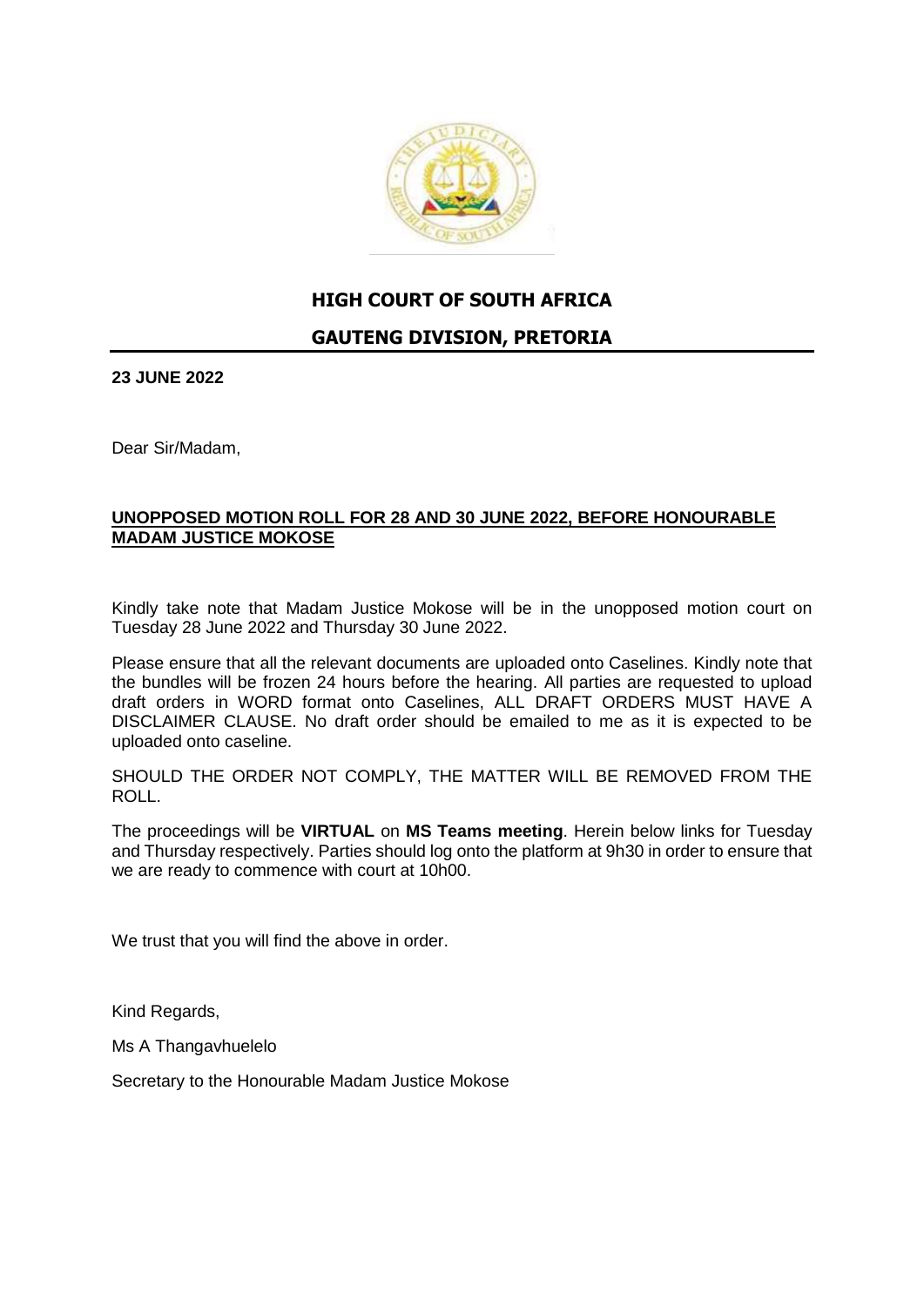# HIGH COURT OF SOUTH AFRICA

## GAUTENG DIVISION, PRETORIA

**23 JUNE 2022**

Dear Sir/Madam,

**UNOPPOSED MOTION ROLL FOR 28 AND 30 JUNE 2022, BEFORE HONOURABLE MADAM JUSTICE MOKOSE**

Kindly take note that Madam Justice Mokose will be in the unopposed motion court on Tuesday 28 June 2022 and Thursday 30 June 2022.

Please ensure that all the relevant documents are uploaded onto Caselines. Kindly note that the bundles will be frozen 24 hours before the hearing. All parties are requested to upload draft orders in WORD format onto Caselines, ALL DRAFT ORDERS MUST HAVE A DISCLAIMER CLAUSE. No draft order should be emailed to me as it is expected to be uploaded onto caseline.

SHOULD THE ORDER NOT COMPLY, THE MATTER WILL BE REMOVED FROM THE ROLL.

The proceedings will be **VIRTUAL** on **MS Teams meeting**. Herein below links for Tuesday and Thursday respectively. Parties should log onto the platform at 9h30 in order to ensure that we are ready to commence with court at 10h00.

We trust that you will find the above in order.

Kind Regards,

Ms A Thangavhuelelo

Secretary to the Honourable Madam Justice Mokose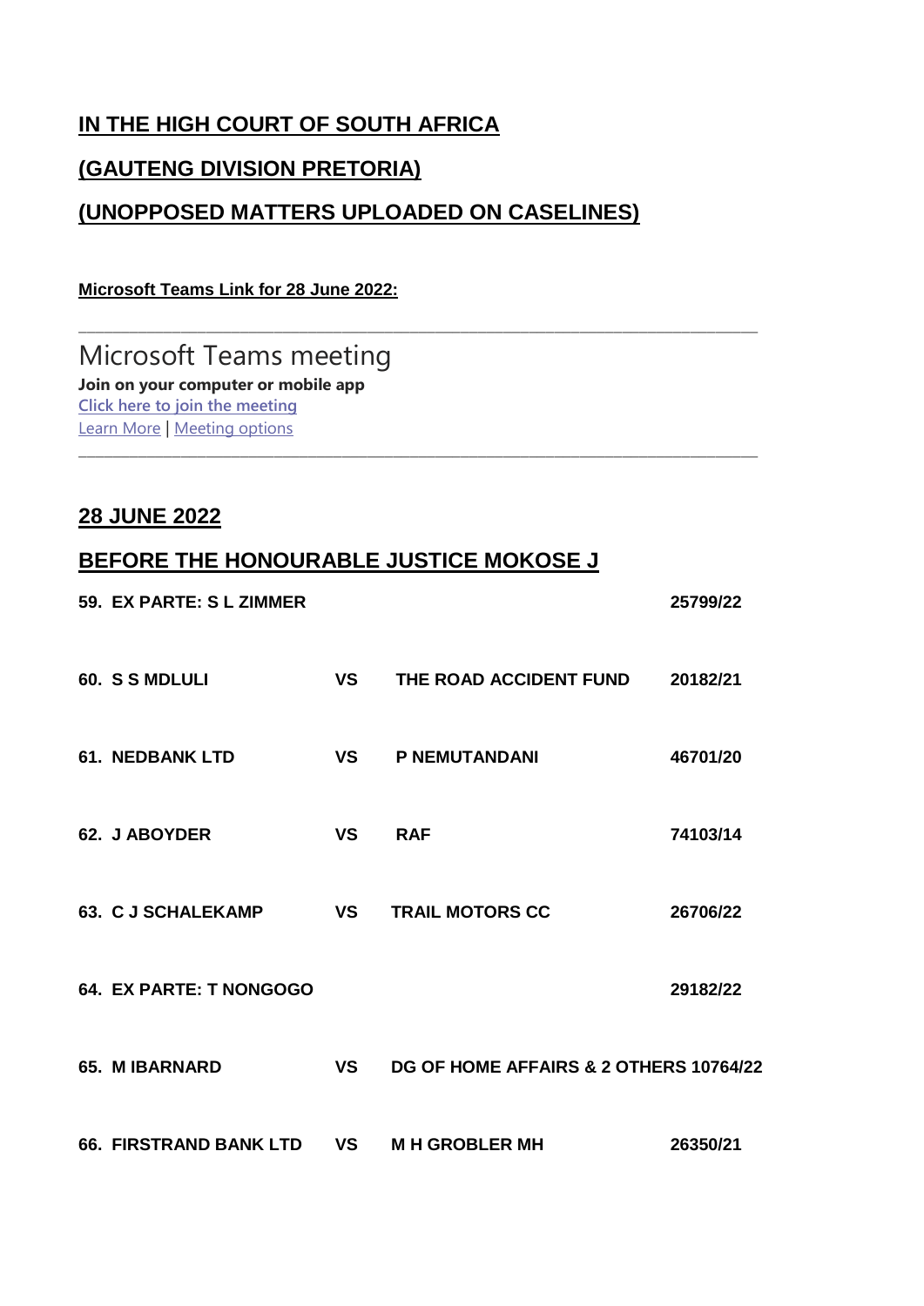# IN THE HIGH COURT OF SOUTH AFRICA

## (GAUTENG DIVISION PRETORIA)

## (UNOPPOSED MATTERS UPLOADED ON CASELINES)

**Microsoft Teams Link for 28 June 2022:**

---

Microsoft Teams meeting

**Join on your computer or mobile app**

Click here to join the meeting

Learn More | Meeting options

---

## 28 JUNE 2022

## BEFORE THE HONOURABLE JUSTICE MOKOSE J

| | | | |
|---|---|---|---|
| **59. EX PARTE: S L ZIMMER** | | | **25799/22** |
| **60. S S MDLULI** | **VS** | **THE ROAD ACCIDENT FUND** | **20182/21** |
| **61. NEDBANK LTD** | **VS** | **P NEMUTANDANI** | **46701/20** |
| **62. J ABOYDER** | **VS** | **RAF** | **74103/14** |
| **63. C J SCHALEKAMP** | **VS** | **TRAIL MOTORS CC** | **26706/22** |
| **64. EX PARTE: T NONGOGO** | | | **29182/22** |
| **65. M IBARNARD** | **VS** | **DG OF HOME AFFAIRS & 2 OTHERS** | **10764/22** |
| **66. FIRSTRAND BANK LTD** | **VS** | **M H GROBLER MH** | **26350/21** |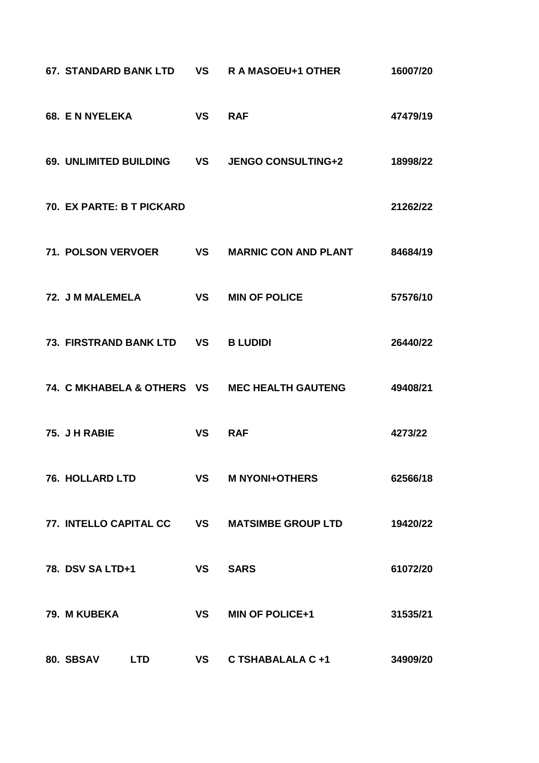| | | | |
|---|---|---|---|
| **67. STANDARD BANK LTD** | **VS** | **R A MASOEU+1 OTHER** | **16007/20** |
| **68. E N NYELEKA** | **VS** | **RAF** | **47479/19** |
| **69. UNLIMITED BUILDING** | **VS** | **JENGO CONSULTING+2** | **18998/22** |
| **70. EX PARTE: B T PICKARD** | | | **21262/22** |
| **71. POLSON VERVOER** | **VS** | **MARNIC CON AND PLANT** | **84684/19** |
| **72. J M MALEMELA** | **VS** | **MIN OF POLICE** | **57576/10** |
| **73. FIRSTRAND BANK LTD** | **VS** | **B LUDIDI** | **26440/22** |
| **74. C MKHABELA & OTHERS** | **VS** | **MEC HEALTH GAUTENG** | **49408/21** |
| **75. J H RABIE** | **VS** | **RAF** | **4273/22** |
| **76. HOLLARD LTD** | **VS** | **M NYONI+OTHERS** | **62566/18** |
| **77. INTELLO CAPITAL CC** | **VS** | **MATSIMBE GROUP LTD** | **19420/22** |
| **78. DSV SA LTD+1** | **VS** | **SARS** | **61072/20** |
| **79. M KUBEKA** | **VS** | **MIN OF POLICE+1** | **31535/21** |
| **80. SBSAV LTD** | **VS** | **C TSHABALALA C +1** | **34909/20** |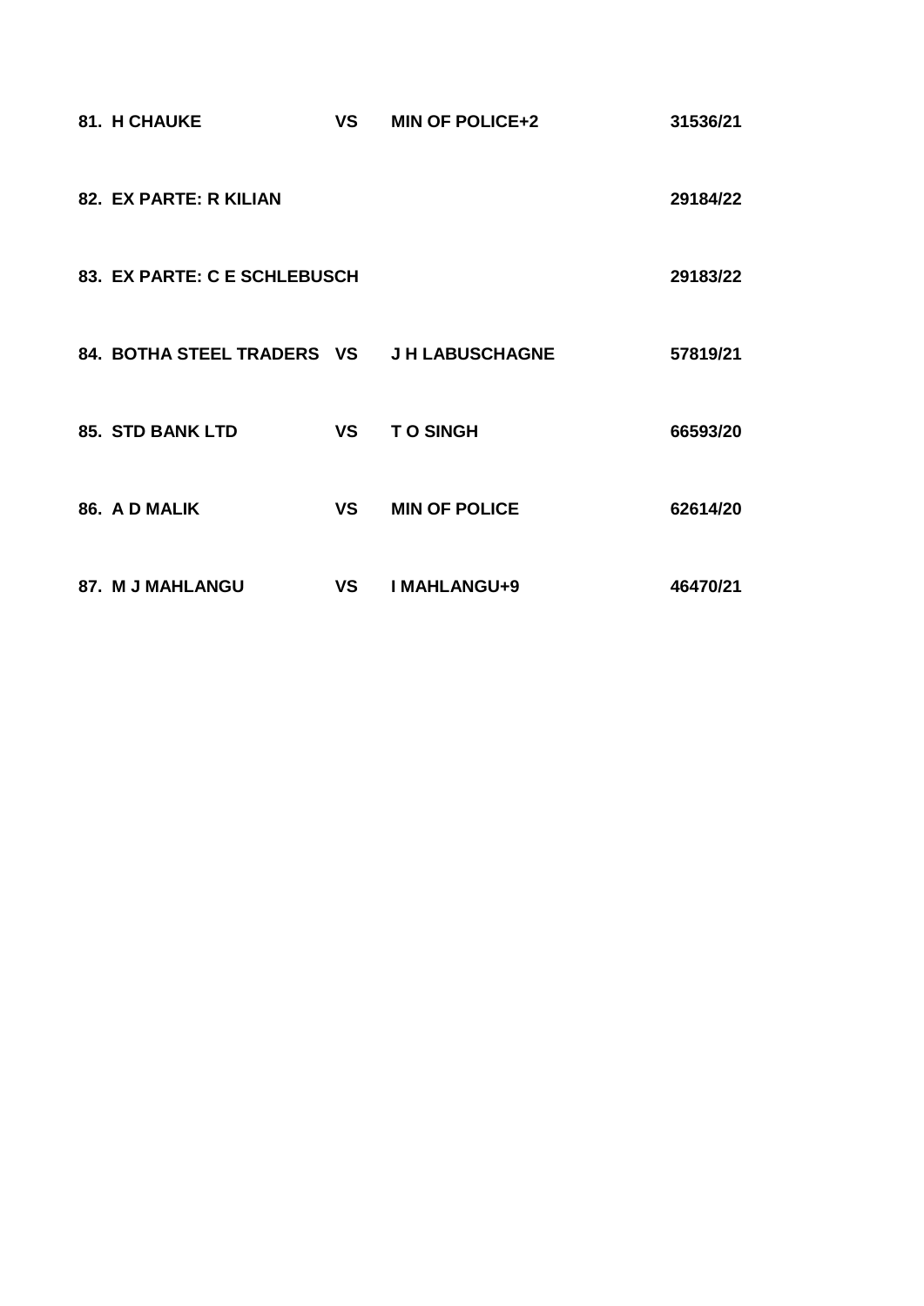| | | | |
|---|---|---|---|
| **81. H CHAUKE** | **VS** | **MIN OF POLICE+2** | **31536/21** |
| **82. EX PARTE: R KILIAN** | | | **29184/22** |
| **83. EX PARTE: C E SCHLEBUSCH** | | | **29183/22** |
| **84. BOTHA STEEL TRADERS** | **VS** | **J H LABUSCHAGNE** | **57819/21** |
| **85. STD BANK LTD** | **VS** | **T O SINGH** | **66593/20** |
| **86. A D MALIK** | **VS** | **MIN OF POLICE** | **62614/20** |
| **87. M J MAHLANGU** | **VS** | **I MAHLANGU+9** | **46470/21** |